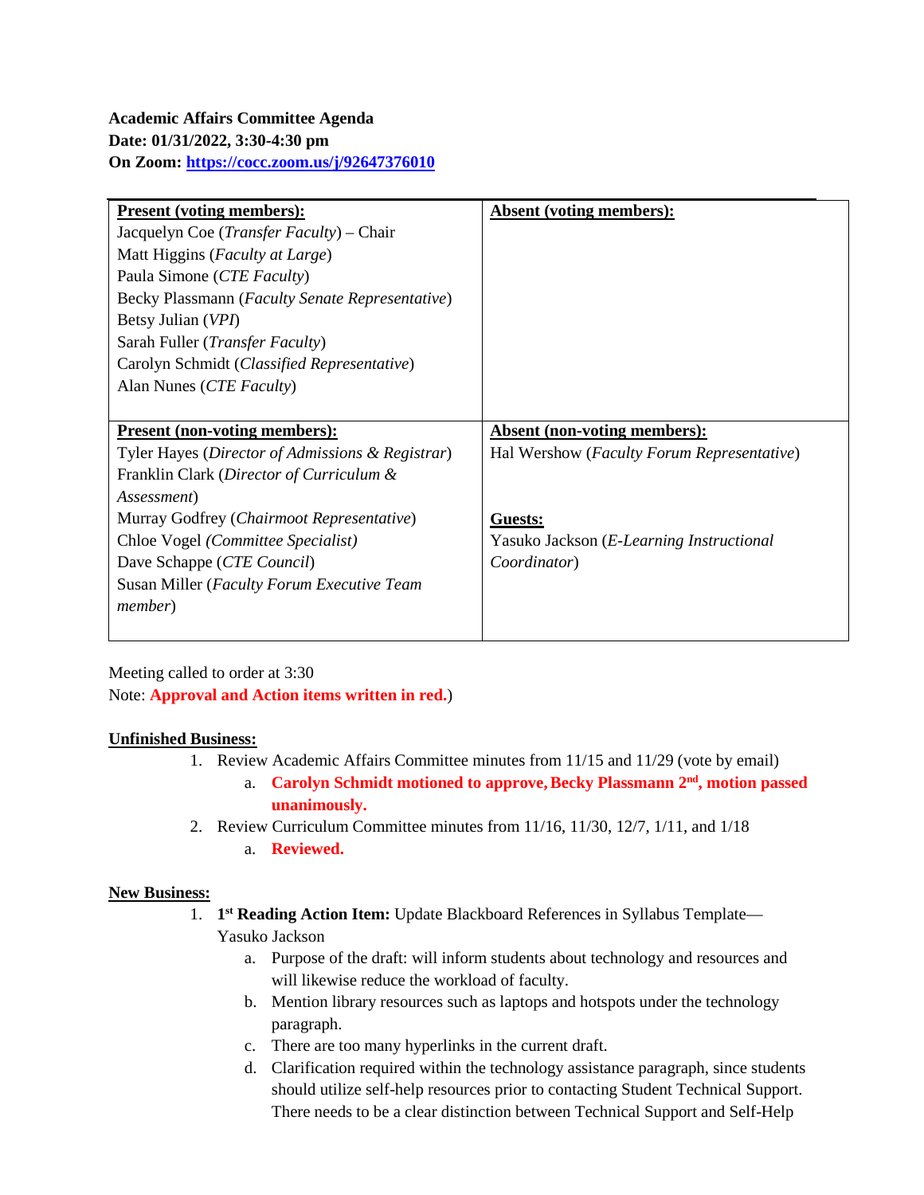**Academic Affairs Committee Agenda**
**Date: 01/31/2022, 3:30-4:30 pm**
**On Zoom: [https://cocc.zoom.us/j/92647376010](https://cocc.zoom.us/j/92647376010)**

| **Present (voting members):** | **Absent (voting members):** |
|---|---|
| Jacquelyn Coe (*Transfer Faculty*) – Chair<br>Matt Higgins (*Faculty at Large*)<br>Paula Simone (*CTE Faculty*)<br>Becky Plassmann (*Faculty Senate Representative*)<br>Betsy Julian (*VPI*)<br>Sarah Fuller (*Transfer Faculty*)<br>Carolyn Schmidt (*Classified Representative*)<br>Alan Nunes (*CTE Faculty*) | |
| **Present (non-voting members):** | **Absent (non-voting members):** |
| Tyler Hayes (*Director of Admissions & Registrar*)<br>Franklin Clark (*Director of Curriculum & Assessment*)<br>Murray Godfrey (*Chairmoot Representative*)<br>Chloe Vogel *(Committee Specialist)*<br>Dave Schappe (*CTE Council*)<br>Susan Miller (*Faculty Forum Executive Team member*) | Hal Wershow (*Faculty Forum Representative*)<br><br>**Guests:**<br>Yasuko Jackson (*E-Learning Instructional Coordinator*) |

Meeting called to order at 3:30
Note: **Approval and Action items written in red.**)

**Unfinished Business:**

1. Review Academic Affairs Committee minutes from 11/15 and 11/29 (vote by email)
   a. **Carolyn Schmidt motioned to approve, Becky Plassmann 2nd, motion passed unanimously.**
2. Review Curriculum Committee minutes from 11/16, 11/30, 12/7, 1/11, and 1/18
   a. **Reviewed.**

**New Business:**

1. **1st Reading Action Item:** Update Blackboard References in Syllabus Template—Yasuko Jackson
   a. Purpose of the draft: will inform students about technology and resources and will likewise reduce the workload of faculty.
   b. Mention library resources such as laptops and hotspots under the technology paragraph.
   c. There are too many hyperlinks in the current draft.
   d. Clarification required within the technology assistance paragraph, since students should utilize self-help resources prior to contacting Student Technical Support. There needs to be a clear distinction between Technical Support and Self-Help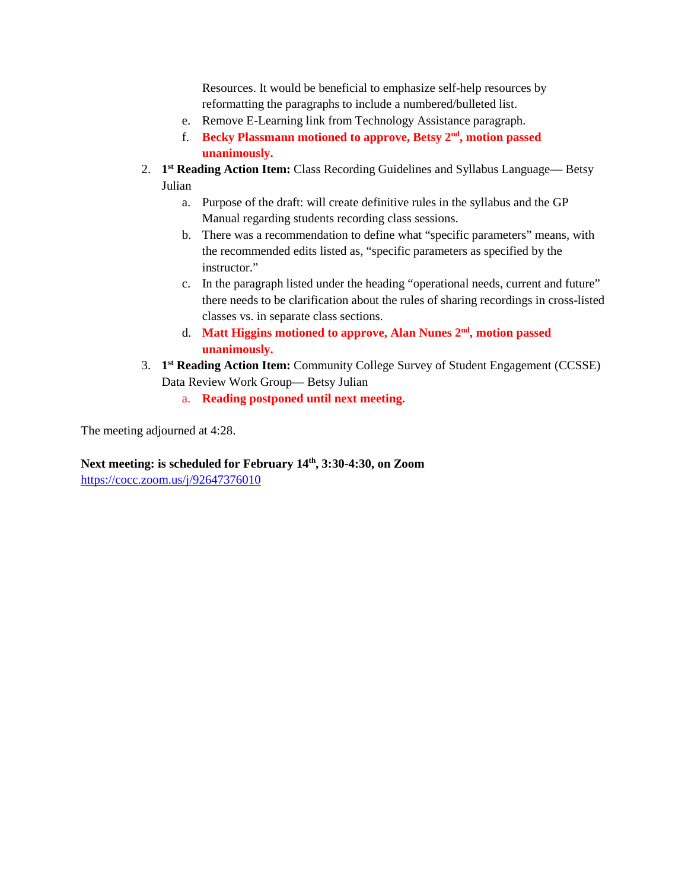Resources. It would be beneficial to emphasize self-help resources by reformatting the paragraphs to include a numbered/bulleted list.

   e. Remove E-Learning link from Technology Assistance paragraph.
   f. **Becky Plassmann motioned to approve, Betsy 2nd, motion passed unanimously.**

2. **1st Reading Action Item:** Class Recording Guidelines and Syllabus Language— Betsy Julian
   a. Purpose of the draft: will create definitive rules in the syllabus and the GP Manual regarding students recording class sessions.
   b. There was a recommendation to define what "specific parameters" means, with the recommended edits listed as, "specific parameters as specified by the instructor."
   c. In the paragraph listed under the heading "operational needs, current and future" there needs to be clarification about the rules of sharing recordings in cross-listed classes vs. in separate class sections.
   d. **Matt Higgins motioned to approve, Alan Nunes 2nd, motion passed unanimously.**

3. **1st Reading Action Item:** Community College Survey of Student Engagement (CCSSE) Data Review Work Group— Betsy Julian
   a. **Reading postponed until next meeting.**

The meeting adjourned at 4:28.

**Next meeting: is scheduled for February 14th, 3:30-4:30, on Zoom**
https://cocc.zoom.us/j/92647376010